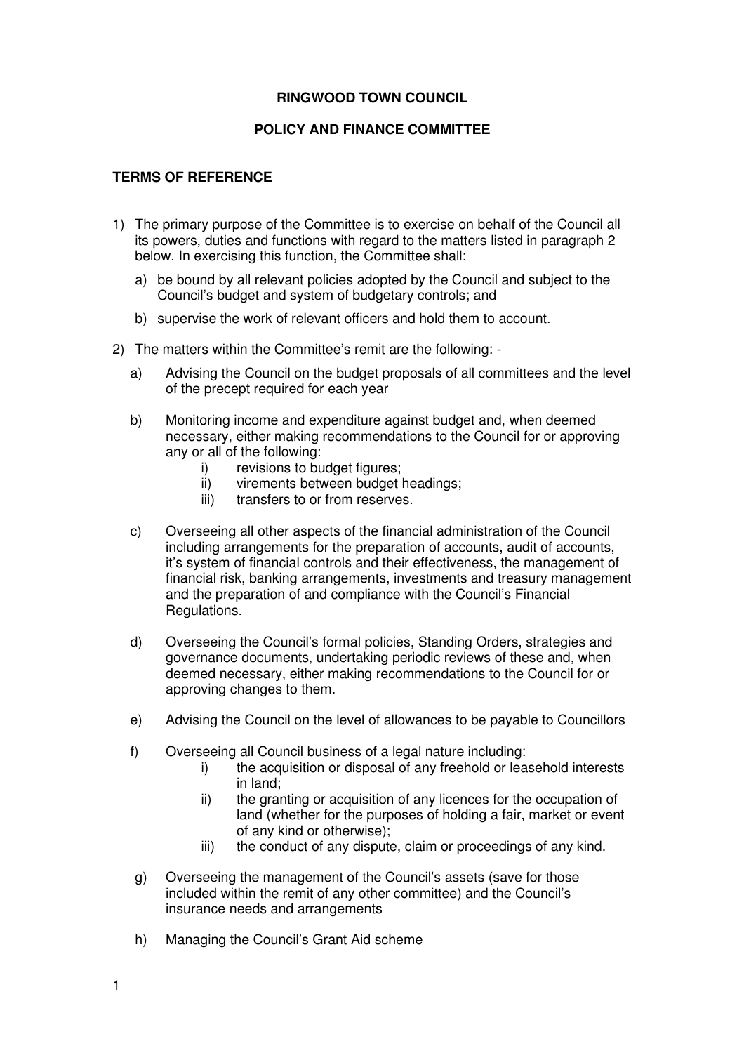**RINGWOOD TOWN COUNCIL**

**POLICY AND FINANCE COMMITTEE**

**TERMS OF REFERENCE**

1) The primary purpose of the Committee is to exercise on behalf of the Council all its powers, duties and functions with regard to the matters listed in paragraph 2 below. In exercising this function, the Committee shall:

   a) be bound by all relevant policies adopted by the Council and subject to the Council's budget and system of budgetary controls; and

   b) supervise the work of relevant officers and hold them to account.

2) The matters within the Committee's remit are the following: -

   a) Advising the Council on the budget proposals of all committees and the level of the precept required for each year

   b) Monitoring income and expenditure against budget and, when deemed necessary, either making recommendations to the Council for or approving any or all of the following:
      i) revisions to budget figures;
      ii) virements between budget headings;
      iii) transfers to or from reserves.

   c) Overseeing all other aspects of the financial administration of the Council including arrangements for the preparation of accounts, audit of accounts, it's system of financial controls and their effectiveness, the management of financial risk, banking arrangements, investments and treasury management and the preparation of and compliance with the Council's Financial Regulations.

   d) Overseeing the Council's formal policies, Standing Orders, strategies and governance documents, undertaking periodic reviews of these and, when deemed necessary, either making recommendations to the Council for or approving changes to them.

   e) Advising the Council on the level of allowances to be payable to Councillors

   f) Overseeing all Council business of a legal nature including:
      i) the acquisition or disposal of any freehold or leasehold interests in land;
      ii) the granting or acquisition of any licences for the occupation of land (whether for the purposes of holding a fair, market or event of any kind or otherwise);
      iii) the conduct of any dispute, claim or proceedings of any kind.

   g) Overseeing the management of the Council's assets (save for those included within the remit of any other committee) and the Council's insurance needs and arrangements

   h) Managing the Council's Grant Aid scheme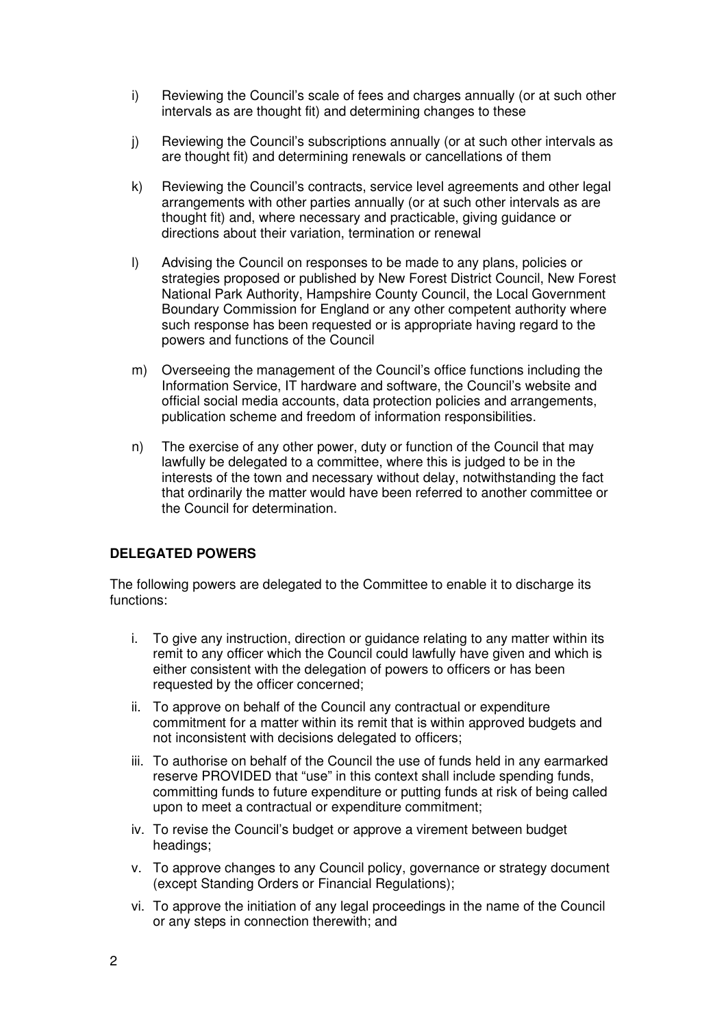i) Reviewing the Council's scale of fees and charges annually (or at such other intervals as are thought fit) and determining changes to these

j) Reviewing the Council's subscriptions annually (or at such other intervals as are thought fit) and determining renewals or cancellations of them

k) Reviewing the Council's contracts, service level agreements and other legal arrangements with other parties annually (or at such other intervals as are thought fit) and, where necessary and practicable, giving guidance or directions about their variation, termination or renewal

l) Advising the Council on responses to be made to any plans, policies or strategies proposed or published by New Forest District Council, New Forest National Park Authority, Hampshire County Council, the Local Government Boundary Commission for England or any other competent authority where such response has been requested or is appropriate having regard to the powers and functions of the Council

m) Overseeing the management of the Council's office functions including the Information Service, IT hardware and software, the Council's website and official social media accounts, data protection policies and arrangements, publication scheme and freedom of information responsibilities.

n) The exercise of any other power, duty or function of the Council that may lawfully be delegated to a committee, where this is judged to be in the interests of the town and necessary without delay, notwithstanding the fact that ordinarily the matter would have been referred to another committee or the Council for determination.

**DELEGATED POWERS**

The following powers are delegated to the Committee to enable it to discharge its functions:

i. To give any instruction, direction or guidance relating to any matter within its remit to any officer which the Council could lawfully have given and which is either consistent with the delegation of powers to officers or has been requested by the officer concerned;

ii. To approve on behalf of the Council any contractual or expenditure commitment for a matter within its remit that is within approved budgets and not inconsistent with decisions delegated to officers;

iii. To authorise on behalf of the Council the use of funds held in any earmarked reserve PROVIDED that "use" in this context shall include spending funds, committing funds to future expenditure or putting funds at risk of being called upon to meet a contractual or expenditure commitment;

iv. To revise the Council's budget or approve a virement between budget headings;

v. To approve changes to any Council policy, governance or strategy document (except Standing Orders or Financial Regulations);

vi. To approve the initiation of any legal proceedings in the name of the Council or any steps in connection therewith; and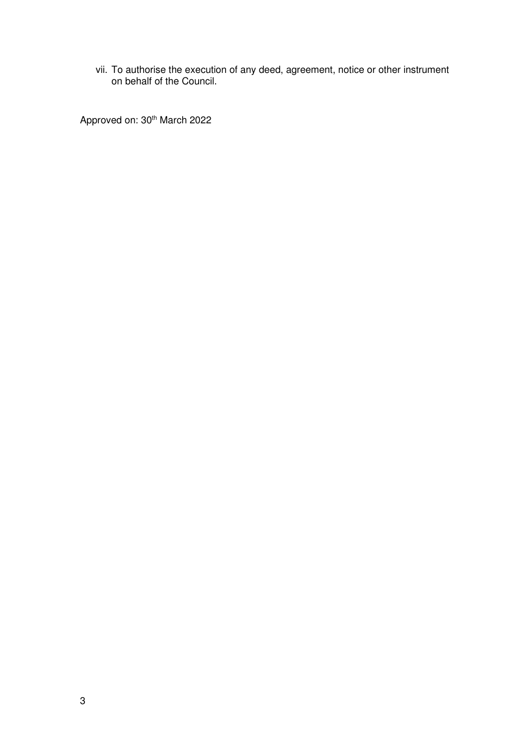vii. To authorise the execution of any deed, agreement, notice or other instrument on behalf of the Council.

Approved on: 30th March 2022